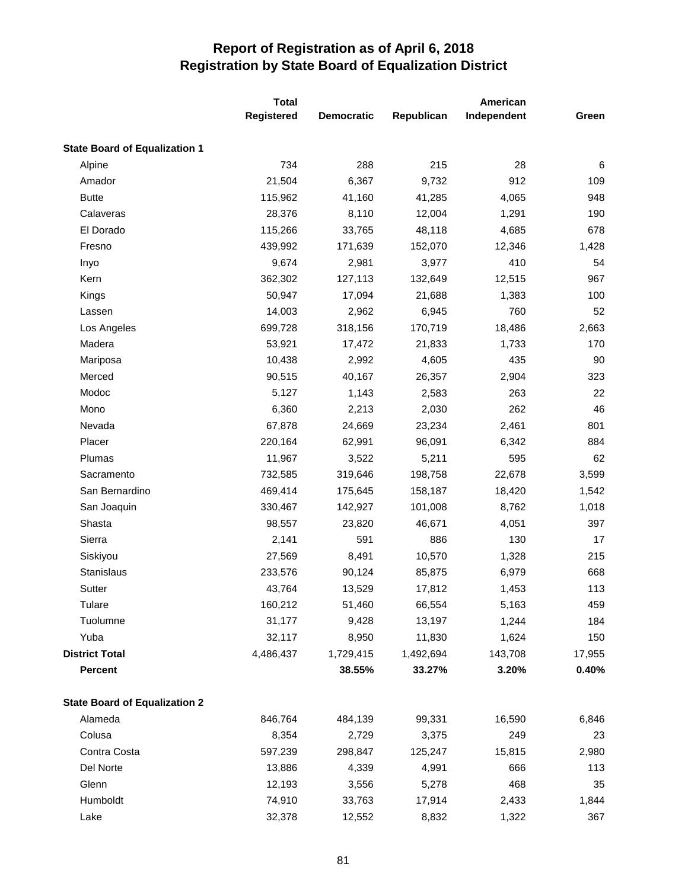# Report of Registration as of April 6, 2018
## Registration by State Board of Equalization District

| | Total Registered | Democratic | Republican | American Independent | Green |
|---|---|---|---|---|---|
| **State Board of Equalization 1** | | | | | |
| Alpine | 734 | 288 | 215 | 28 | 6 |
| Amador | 21,504 | 6,367 | 9,732 | 912 | 109 |
| Butte | 115,962 | 41,160 | 41,285 | 4,065 | 948 |
| Calaveras | 28,376 | 8,110 | 12,004 | 1,291 | 190 |
| El Dorado | 115,266 | 33,765 | 48,118 | 4,685 | 678 |
| Fresno | 439,992 | 171,639 | 152,070 | 12,346 | 1,428 |
| Inyo | 9,674 | 2,981 | 3,977 | 410 | 54 |
| Kern | 362,302 | 127,113 | 132,649 | 12,515 | 967 |
| Kings | 50,947 | 17,094 | 21,688 | 1,383 | 100 |
| Lassen | 14,003 | 2,962 | 6,945 | 760 | 52 |
| Los Angeles | 699,728 | 318,156 | 170,719 | 18,486 | 2,663 |
| Madera | 53,921 | 17,472 | 21,833 | 1,733 | 170 |
| Mariposa | 10,438 | 2,992 | 4,605 | 435 | 90 |
| Merced | 90,515 | 40,167 | 26,357 | 2,904 | 323 |
| Modoc | 5,127 | 1,143 | 2,583 | 263 | 22 |
| Mono | 6,360 | 2,213 | 2,030 | 262 | 46 |
| Nevada | 67,878 | 24,669 | 23,234 | 2,461 | 801 |
| Placer | 220,164 | 62,991 | 96,091 | 6,342 | 884 |
| Plumas | 11,967 | 3,522 | 5,211 | 595 | 62 |
| Sacramento | 732,585 | 319,646 | 198,758 | 22,678 | 3,599 |
| San Bernardino | 469,414 | 175,645 | 158,187 | 18,420 | 1,542 |
| San Joaquin | 330,467 | 142,927 | 101,008 | 8,762 | 1,018 |
| Shasta | 98,557 | 23,820 | 46,671 | 4,051 | 397 |
| Sierra | 2,141 | 591 | 886 | 130 | 17 |
| Siskiyou | 27,569 | 8,491 | 10,570 | 1,328 | 215 |
| Stanislaus | 233,576 | 90,124 | 85,875 | 6,979 | 668 |
| Sutter | 43,764 | 13,529 | 17,812 | 1,453 | 113 |
| Tulare | 160,212 | 51,460 | 66,554 | 5,163 | 459 |
| Tuolumne | 31,177 | 9,428 | 13,197 | 1,244 | 184 |
| Yuba | 32,117 | 8,950 | 11,830 | 1,624 | 150 |
| **District Total** | 4,486,437 | 1,729,415 | 1,492,694 | 143,708 | 17,955 |
| **Percent** | | **38.55%** | **33.27%** | **3.20%** | **0.40%** |
| **State Board of Equalization 2** | | | | | |
| Alameda | 846,764 | 484,139 | 99,331 | 16,590 | 6,846 |
| Colusa | 8,354 | 2,729 | 3,375 | 249 | 23 |
| Contra Costa | 597,239 | 298,847 | 125,247 | 15,815 | 2,980 |
| Del Norte | 13,886 | 4,339 | 4,991 | 666 | 113 |
| Glenn | 12,193 | 3,556 | 5,278 | 468 | 35 |
| Humboldt | 74,910 | 33,763 | 17,914 | 2,433 | 1,844 |
| Lake | 32,378 | 12,552 | 8,832 | 1,322 | 367 |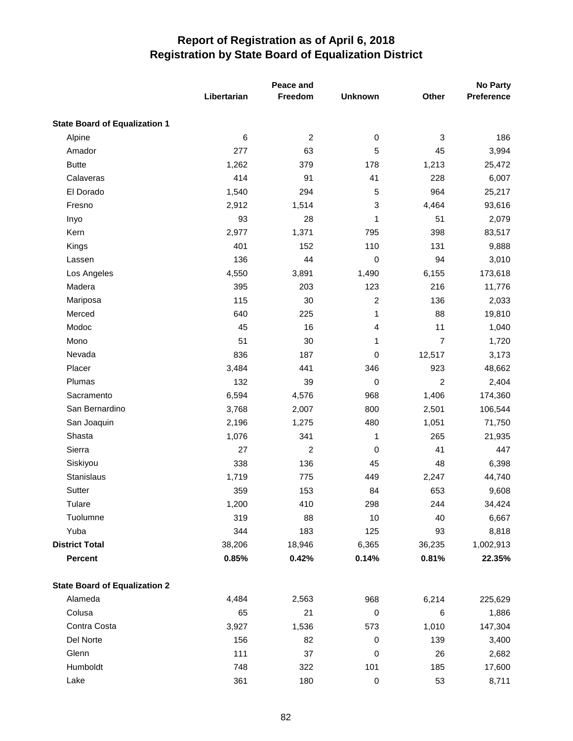# Report of Registration as of April 6, 2018
## Registration by State Board of Equalization District

| | Libertarian | Peace and Freedom | Unknown | Other | No Party Preference |
|---|---|---|---|---|---|
| **State Board of Equalization 1** | | | | | |
| Alpine | 6 | 2 | 0 | 3 | 186 |
| Amador | 277 | 63 | 5 | 45 | 3,994 |
| Butte | 1,262 | 379 | 178 | 1,213 | 25,472 |
| Calaveras | 414 | 91 | 41 | 228 | 6,007 |
| El Dorado | 1,540 | 294 | 5 | 964 | 25,217 |
| Fresno | 2,912 | 1,514 | 3 | 4,464 | 93,616 |
| Inyo | 93 | 28 | 1 | 51 | 2,079 |
| Kern | 2,977 | 1,371 | 795 | 398 | 83,517 |
| Kings | 401 | 152 | 110 | 131 | 9,888 |
| Lassen | 136 | 44 | 0 | 94 | 3,010 |
| Los Angeles | 4,550 | 3,891 | 1,490 | 6,155 | 173,618 |
| Madera | 395 | 203 | 123 | 216 | 11,776 |
| Mariposa | 115 | 30 | 2 | 136 | 2,033 |
| Merced | 640 | 225 | 1 | 88 | 19,810 |
| Modoc | 45 | 16 | 4 | 11 | 1,040 |
| Mono | 51 | 30 | 1 | 7 | 1,720 |
| Nevada | 836 | 187 | 0 | 12,517 | 3,173 |
| Placer | 3,484 | 441 | 346 | 923 | 48,662 |
| Plumas | 132 | 39 | 0 | 2 | 2,404 |
| Sacramento | 6,594 | 4,576 | 968 | 1,406 | 174,360 |
| San Bernardino | 3,768 | 2,007 | 800 | 2,501 | 106,544 |
| San Joaquin | 2,196 | 1,275 | 480 | 1,051 | 71,750 |
| Shasta | 1,076 | 341 | 1 | 265 | 21,935 |
| Sierra | 27 | 2 | 0 | 41 | 447 |
| Siskiyou | 338 | 136 | 45 | 48 | 6,398 |
| Stanislaus | 1,719 | 775 | 449 | 2,247 | 44,740 |
| Sutter | 359 | 153 | 84 | 653 | 9,608 |
| Tulare | 1,200 | 410 | 298 | 244 | 34,424 |
| Tuolumne | 319 | 88 | 10 | 40 | 6,667 |
| Yuba | 344 | 183 | 125 | 93 | 8,818 |
| **District Total** | 38,206 | 18,946 | 6,365 | 36,235 | 1,002,913 |
| **Percent** | **0.85%** | **0.42%** | **0.14%** | **0.81%** | **22.35%** |
| **State Board of Equalization 2** | | | | | |
| Alameda | 4,484 | 2,563 | 968 | 6,214 | 225,629 |
| Colusa | 65 | 21 | 0 | 6 | 1,886 |
| Contra Costa | 3,927 | 1,536 | 573 | 1,010 | 147,304 |
| Del Norte | 156 | 82 | 0 | 139 | 3,400 |
| Glenn | 111 | 37 | 0 | 26 | 2,682 |
| Humboldt | 748 | 322 | 101 | 185 | 17,600 |
| Lake | 361 | 180 | 0 | 53 | 8,711 |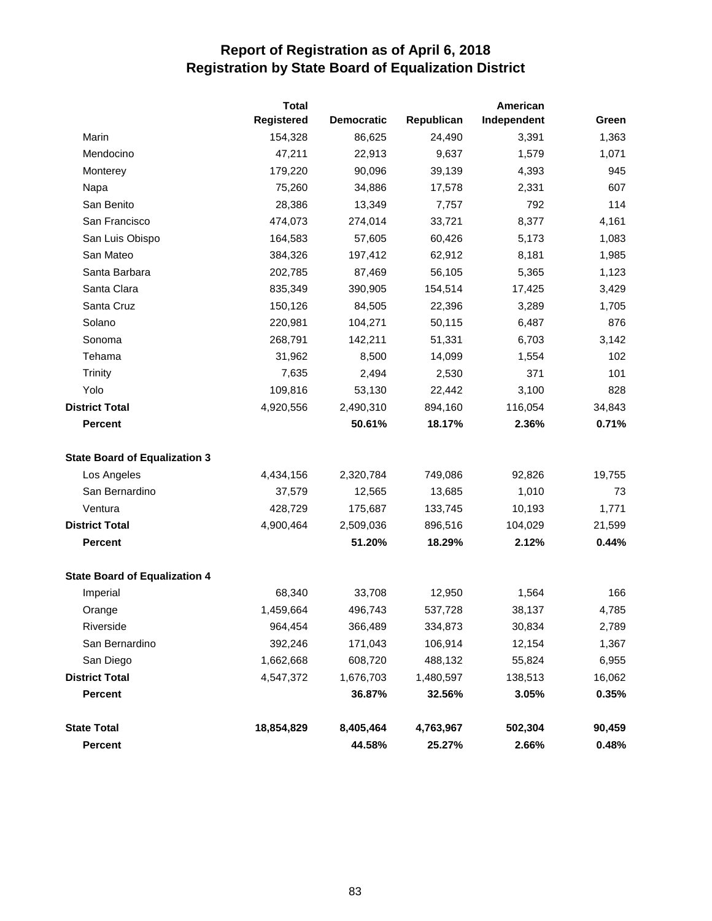# Report of Registration as of April 6, 2018
## Registration by State Board of Equalization District

| | Total Registered | Democratic | Republican | American Independent | Green |
|---|---|---|---|---|---|
| Marin | 154,328 | 86,625 | 24,490 | 3,391 | 1,363 |
| Mendocino | 47,211 | 22,913 | 9,637 | 1,579 | 1,071 |
| Monterey | 179,220 | 90,096 | 39,139 | 4,393 | 945 |
| Napa | 75,260 | 34,886 | 17,578 | 2,331 | 607 |
| San Benito | 28,386 | 13,349 | 7,757 | 792 | 114 |
| San Francisco | 474,073 | 274,014 | 33,721 | 8,377 | 4,161 |
| San Luis Obispo | 164,583 | 57,605 | 60,426 | 5,173 | 1,083 |
| San Mateo | 384,326 | 197,412 | 62,912 | 8,181 | 1,985 |
| Santa Barbara | 202,785 | 87,469 | 56,105 | 5,365 | 1,123 |
| Santa Clara | 835,349 | 390,905 | 154,514 | 17,425 | 3,429 |
| Santa Cruz | 150,126 | 84,505 | 22,396 | 3,289 | 1,705 |
| Solano | 220,981 | 104,271 | 50,115 | 6,487 | 876 |
| Sonoma | 268,791 | 142,211 | 51,331 | 6,703 | 3,142 |
| Tehama | 31,962 | 8,500 | 14,099 | 1,554 | 102 |
| Trinity | 7,635 | 2,494 | 2,530 | 371 | 101 |
| Yolo | 109,816 | 53,130 | 22,442 | 3,100 | 828 |
| **District Total** | 4,920,556 | 2,490,310 | 894,160 | 116,054 | 34,843 |
| **Percent** | | **50.61%** | **18.17%** | **2.36%** | **0.71%** |
| **State Board of Equalization 3** | | | | | |
| Los Angeles | 4,434,156 | 2,320,784 | 749,086 | 92,826 | 19,755 |
| San Bernardino | 37,579 | 12,565 | 13,685 | 1,010 | 73 |
| Ventura | 428,729 | 175,687 | 133,745 | 10,193 | 1,771 |
| **District Total** | 4,900,464 | 2,509,036 | 896,516 | 104,029 | 21,599 |
| **Percent** | | **51.20%** | **18.29%** | **2.12%** | **0.44%** |
| **State Board of Equalization 4** | | | | | |
| Imperial | 68,340 | 33,708 | 12,950 | 1,564 | 166 |
| Orange | 1,459,664 | 496,743 | 537,728 | 38,137 | 4,785 |
| Riverside | 964,454 | 366,489 | 334,873 | 30,834 | 2,789 |
| San Bernardino | 392,246 | 171,043 | 106,914 | 12,154 | 1,367 |
| San Diego | 1,662,668 | 608,720 | 488,132 | 55,824 | 6,955 |
| **District Total** | 4,547,372 | 1,676,703 | 1,480,597 | 138,513 | 16,062 |
| **Percent** | | **36.87%** | **32.56%** | **3.05%** | **0.35%** |
| **State Total** | **18,854,829** | **8,405,464** | **4,763,967** | **502,304** | **90,459** |
| **Percent** | | **44.58%** | **25.27%** | **2.66%** | **0.48%** |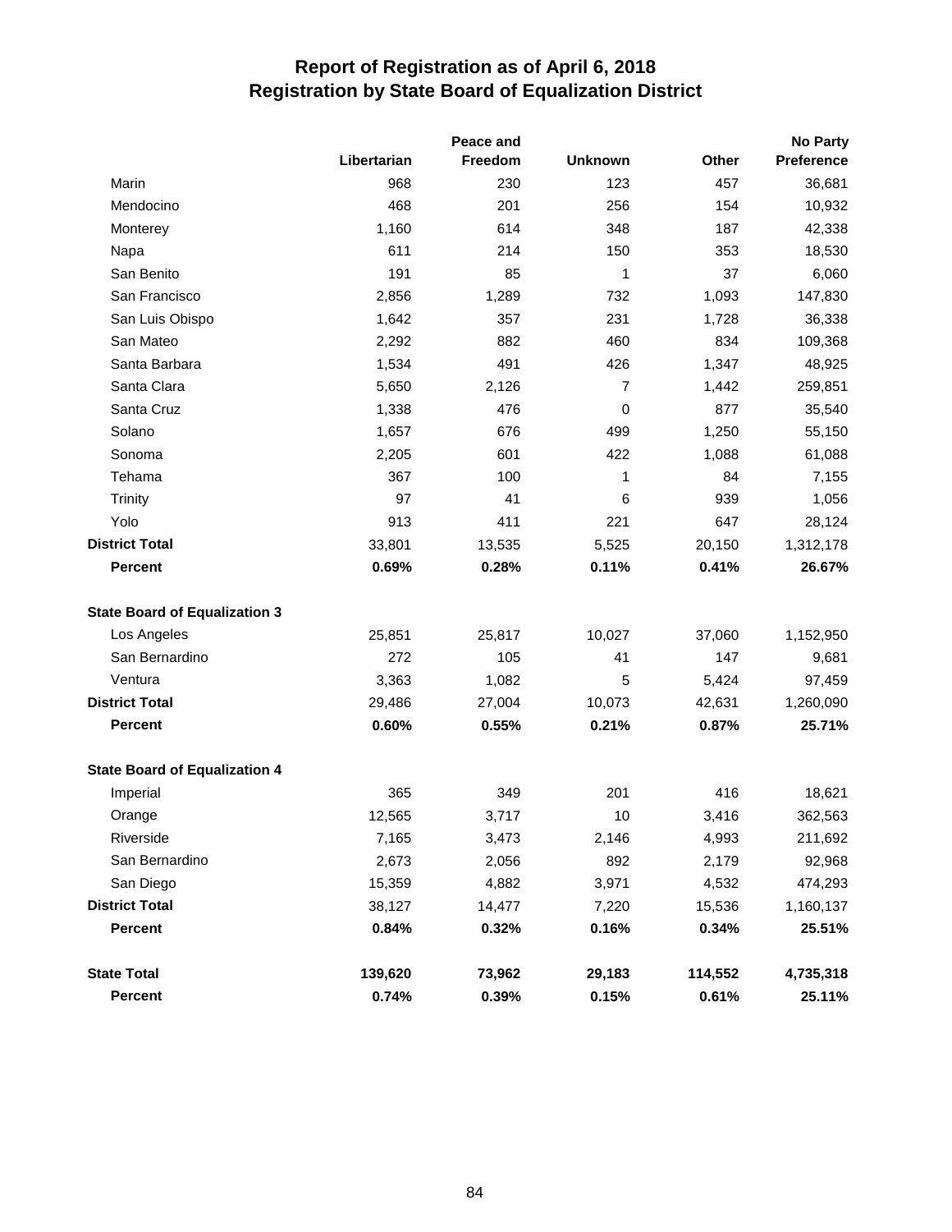# Report of Registration as of April 6, 2018
## Registration by State Board of Equalization District

| | Libertarian | Peace and Freedom | Unknown | Other | No Party Preference |
|---|---|---|---|---|---|
| Marin | 968 | 230 | 123 | 457 | 36,681 |
| Mendocino | 468 | 201 | 256 | 154 | 10,932 |
| Monterey | 1,160 | 614 | 348 | 187 | 42,338 |
| Napa | 611 | 214 | 150 | 353 | 18,530 |
| San Benito | 191 | 85 | 1 | 37 | 6,060 |
| San Francisco | 2,856 | 1,289 | 732 | 1,093 | 147,830 |
| San Luis Obispo | 1,642 | 357 | 231 | 1,728 | 36,338 |
| San Mateo | 2,292 | 882 | 460 | 834 | 109,368 |
| Santa Barbara | 1,534 | 491 | 426 | 1,347 | 48,925 |
| Santa Clara | 5,650 | 2,126 | 7 | 1,442 | 259,851 |
| Santa Cruz | 1,338 | 476 | 0 | 877 | 35,540 |
| Solano | 1,657 | 676 | 499 | 1,250 | 55,150 |
| Sonoma | 2,205 | 601 | 422 | 1,088 | 61,088 |
| Tehama | 367 | 100 | 1 | 84 | 7,155 |
| Trinity | 97 | 41 | 6 | 939 | 1,056 |
| Yolo | 913 | 411 | 221 | 647 | 28,124 |
| **District Total** | 33,801 | 13,535 | 5,525 | 20,150 | 1,312,178 |
| **Percent** | **0.69%** | **0.28%** | **0.11%** | **0.41%** | **26.67%** |
| **State Board of Equalization 3** | | | | | |
| Los Angeles | 25,851 | 25,817 | 10,027 | 37,060 | 1,152,950 |
| San Bernardino | 272 | 105 | 41 | 147 | 9,681 |
| Ventura | 3,363 | 1,082 | 5 | 5,424 | 97,459 |
| **District Total** | 29,486 | 27,004 | 10,073 | 42,631 | 1,260,090 |
| **Percent** | **0.60%** | **0.55%** | **0.21%** | **0.87%** | **25.71%** |
| **State Board of Equalization 4** | | | | | |
| Imperial | 365 | 349 | 201 | 416 | 18,621 |
| Orange | 12,565 | 3,717 | 10 | 3,416 | 362,563 |
| Riverside | 7,165 | 3,473 | 2,146 | 4,993 | 211,692 |
| San Bernardino | 2,673 | 2,056 | 892 | 2,179 | 92,968 |
| San Diego | 15,359 | 4,882 | 3,971 | 4,532 | 474,293 |
| **District Total** | 38,127 | 14,477 | 7,220 | 15,536 | 1,160,137 |
| **Percent** | **0.84%** | **0.32%** | **0.16%** | **0.34%** | **25.51%** |
| **State Total** | **139,620** | **73,962** | **29,183** | **114,552** | **4,735,318** |
| **Percent** | **0.74%** | **0.39%** | **0.15%** | **0.61%** | **25.11%** |